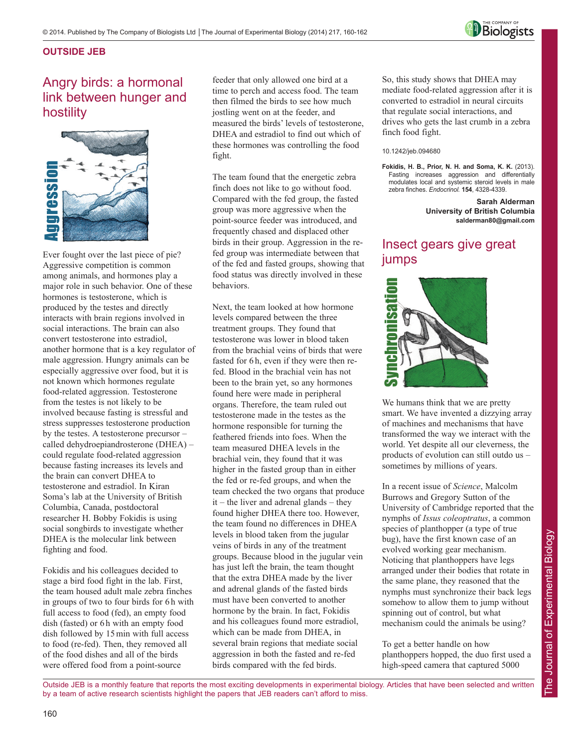## OUTSIDE JEB

# Angry birds: a hormonal link between hunger and hostility

Aggression

Ever fought over the last piece of pie? Aggressive competition is common among animals, and hormones play a major role in such behavior. One of these hormones is testosterone, which is produced by the testes and directly interacts with brain regions involved in social interactions. The brain can also convert testosterone into estradiol, another hormone that is a key regulator of male aggression. Hungry animals can be especially aggressive over food, but it is not known which hormones regulate food-related aggression. Testosterone from the testes is not likely to be involved because fasting is stressful and stress suppresses testosterone production by the testes. A testosterone precursor – called dehydroepiandrosterone (DHEA) – could regulate food-related aggression because fasting increases its levels and the brain can convert DHEA to testosterone and estradiol. In Kiran Soma's lab at the University of British Columbia, Canada, postdoctoral researcher H. Bobby Fokidis is using social songbirds to investigate whether DHEA is the molecular link between fighting and food.

Fokidis and his colleagues decided to stage a bird food fight in the lab. First, the team housed adult male zebra finches in groups of two to four birds for 6 h with full access to food (fed), an empty food dish (fasted) or 6 h with an empty food dish followed by 15 min with full access to food (re-fed). Then, they removed all of the food dishes and all of the birds were offered food from a point-source feeder that only allowed one bird at a time to perch and access food. The team then filmed the birds to see how much jostling went on at the feeder, and measured the birds' levels of testosterone, DHEA and estradiol to find out which of these hormones was controlling the food fight.

The team found that the energetic zebra finch does not like to go without food. Compared with the fed group, the fasted group was more aggressive when the point-source feeder was introduced, and frequently chased and displaced other birds in their group. Aggression in the re-fed group was intermediate between that of the fed and fasted groups, showing that food status was directly involved in these behaviors.

Next, the team looked at how hormone levels compared between the three treatment groups. They found that testosterone was lower in blood taken from the brachial veins of birds that were fasted for 6 h, even if they were then re-fed. Blood in the brachial vein has not been to the brain yet, so any hormones found here were made in peripheral organs. Therefore, the team ruled out testosterone made in the testes as the hormone responsible for turning the feathered friends into foes. When the team measured DHEA levels in the brachial vein, they found that it was higher in the fasted group than in either the fed or re-fed groups, and when the team checked the two organs that produce it – the liver and adrenal glands – they found higher DHEA there too. However, the team found no differences in DHEA levels in blood taken from the jugular veins of birds in any of the treatment groups. Because blood in the jugular vein has just left the brain, the team thought that the extra DHEA made by the liver and adrenal glands of the fasted birds must have been converted to another hormone by the brain. In fact, Fokidis and his colleagues found more estradiol, which can be made from DHEA, in several brain regions that mediate social aggression in both the fasted and re-fed birds compared with the fed birds.

So, this study shows that DHEA may mediate food-related aggression after it is converted to estradiol in neural circuits that regulate social interactions, and drives who gets the last crumb in a zebra finch food fight.

10.1242/jeb.094680

**Fokidis, H. B., Prior, N. H. and Soma, K. K.** (2013). Fasting increases aggression and differentially modulates local and systemic steroid levels in male zebra finches. *Endocrinol.* **154**, 4328-4339.

**Sarah Alderman**
**University of British Columbia**
**salderman80@gmail.com**

# Insect gears give great jumps

Synchronisation

We humans think that we are pretty smart. We have invented a dizzying array of machines and mechanisms that have transformed the way we interact with the world. Yet despite all our cleverness, the products of evolution can still outdo us – sometimes by millions of years.

In a recent issue of *Science*, Malcolm Burrows and Gregory Sutton of the University of Cambridge reported that the nymphs of *Issus coleoptratus*, a common species of planthopper (a type of true bug), have the first known case of an evolved working gear mechanism. Noticing that planthoppers have legs arranged under their bodies that rotate in the same plane, they reasoned that the nymphs must synchronize their back legs somehow to allow them to jump without spinning out of control, but what mechanism could the animals be using?

To get a better handle on how planthoppers hopped, the duo first used a high-speed camera that captured 5000

Outside JEB is a monthly feature that reports the most exciting developments in experimental biology. Articles that have been selected and written by a team of active research scientists highlight the papers that JEB readers can't afford to miss.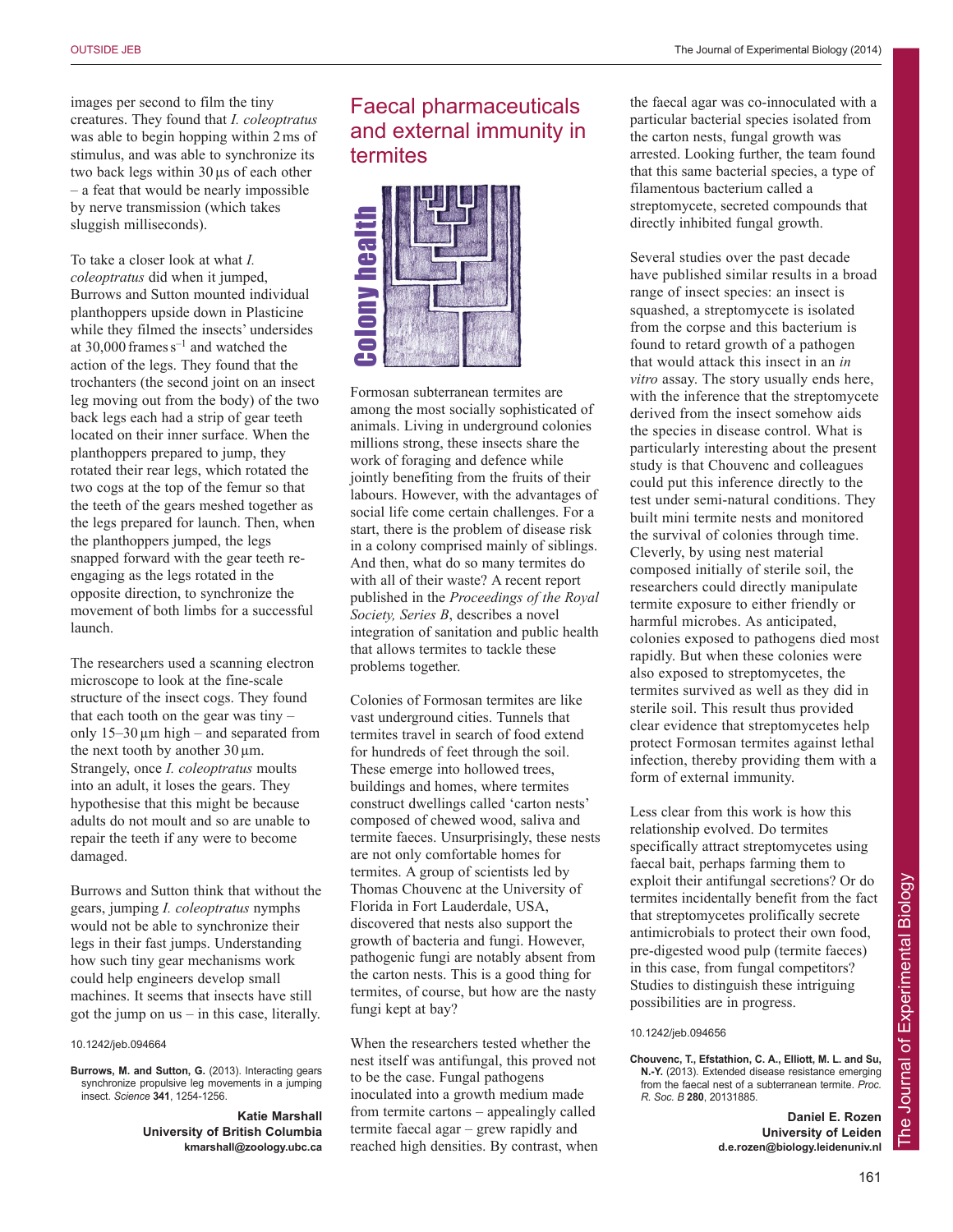images per second to film the tiny creatures. They found that *I. coleoptratus* was able to begin hopping within 2 ms of stimulus, and was able to synchronize its two back legs within 30 µs of each other – a feat that would be nearly impossible by nerve transmission (which takes sluggish milliseconds).

To take a closer look at what *I. coleoptratus* did when it jumped, Burrows and Sutton mounted individual planthoppers upside down in Plasticine while they filmed the insects' undersides at 30,000 frames $s^{-1}$ and watched the action of the legs. They found that the trochanters (the second joint on an insect leg moving out from the body) of the two back legs each had a strip of gear teeth located on their inner surface. When the planthoppers prepared to jump, they rotated their rear legs, which rotated the two cogs at the top of the femur so that the teeth of the gears meshed together as the legs prepared for launch. Then, when the planthoppers jumped, the legs snapped forward with the gear teeth re-engaging as the legs rotated in the opposite direction, to synchronize the movement of both limbs for a successful launch.

The researchers used a scanning electron microscope to look at the fine-scale structure of the insect cogs. They found that each tooth on the gear was tiny – only 15–30 µm high – and separated from the next tooth by another 30 µm. Strangely, once *I. coleoptratus* moults into an adult, it loses the gears. They hypothesise that this might be because adults do not moult and so are unable to repair the teeth if any were to become damaged.

Burrows and Sutton think that without the gears, jumping *I. coleoptratus* nymphs would not be able to synchronize their legs in their fast jumps. Understanding how such tiny gear mechanisms work could help engineers develop small machines. It seems that insects have still got the jump on us – in this case, literally.

10.1242/jeb.094664

**Burrows, M. and Sutton, G.** (2013). Interacting gears synchronize propulsive leg movements in a jumping insect. *Science* **341**, 1254-1256.

**Katie Marshall**
**University of British Columbia**
**kmarshall@zoology.ubc.ca**

## Faecal pharmaceuticals and external immunity in termites

Colony health

Formosan subterranean termites are among the most socially sophisticated of animals. Living in underground colonies millions strong, these insects share the work of foraging and defence while jointly benefiting from the fruits of their labours. However, with the advantages of social life come certain challenges. For a start, there is the problem of disease risk in a colony comprised mainly of siblings. And then, what do so many termites do with all of their waste? A recent report published in the *Proceedings of the Royal Society, Series B*, describes a novel integration of sanitation and public health that allows termites to tackle these problems together.

Colonies of Formosan termites are like vast underground cities. Tunnels that termites travel in search of food extend for hundreds of feet through the soil. These emerge into hollowed trees, buildings and homes, where termites construct dwellings called 'carton nests' composed of chewed wood, saliva and termite faeces. Unsurprisingly, these nests are not only comfortable homes for termites. A group of scientists led by Thomas Chouvenc at the University of Florida in Fort Lauderdale, USA, discovered that the nests also support the growth of bacteria and fungi. However, pathogenic fungi are notably absent from the carton nests. This is a good thing for termites, of course, but how are the nasty fungi kept at bay?

When the researchers tested whether the nest itself was antifungal, this proved not to be the case. Fungal pathogens inoculated into a growth medium made from termite cartons – appealingly called termite faecal agar – grew rapidly and reached high densities. By contrast, when the faecal agar was co-innoculated with a particular bacterial species isolated from the carton nests, fungal growth was arrested. Looking further, the team found that this same bacterial species, a type of filamentous bacterium called a streptomycete, secreted compounds that directly inhibited fungal growth.

Several studies over the past decade have published similar results in a broad range of insect species: an insect is squashed, a streptomycete is isolated from the corpse and this bacterium is found to retard growth of a pathogen that would attack this insect in an *in vitro* assay. The story usually ends here, with the inference that the streptomycete derived from the insect somehow aids the species in disease control. What is particularly interesting about the present study is that Chouvenc and colleagues could put this inference directly to the test under semi-natural conditions. They built mini termite nests and monitored the survival of colonies through time. Cleverly, by using nest material composed initially of sterile soil, the researchers could directly manipulate termite exposure to either friendly or harmful microbes. As anticipated, colonies exposed to pathogens died most rapidly. But when these colonies were also exposed to streptomycetes, the termites survived as well as they did in sterile soil. This result thus provided clear evidence that streptomycetes help protect Formosan termites against lethal infection, thereby providing them with a form of external immunity.

Less clear from this work is how this relationship evolved. Do termites specifically attract streptomycetes using faecal bait, perhaps farming them to exploit their antifungal secretions? Or do termites incidentally benefit from the fact that streptomycetes prolifically secrete antimicrobials to protect their own food, pre-digested wood pulp (termite faeces) in this case, from fungal competitors? Studies to distinguish these intriguing possibilities are in progress.

10.1242/jeb.094656

**Chouvenc, T., Efstathion, C. A., Elliott, M. L. and Su, N.-Y.** (2013). Extended disease resistance emerging from the faecal nest of a subterranean termite. *Proc. R. Soc. B* **280**, 20131885.

**Daniel E. Rozen**
**University of Leiden**
**d.e.rozen@biology.leidenuniv.nl**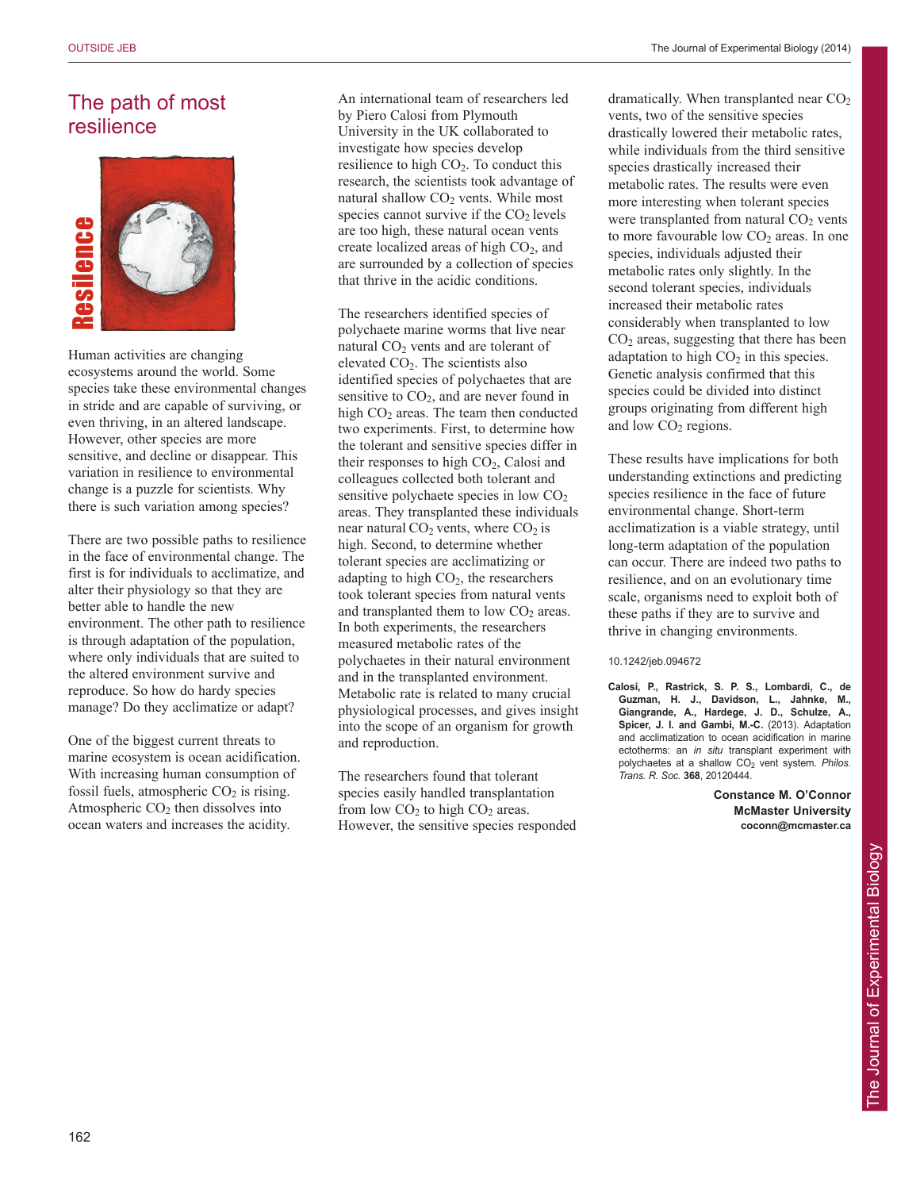# The path of most resilience

Human activities are changing ecosystems around the world. Some species take these environmental changes in stride and are capable of surviving, or even thriving, in an altered landscape. However, other species are more sensitive, and decline or disappear. This variation in resilience to environmental change is a puzzle for scientists. Why there is such variation among species?

There are two possible paths to resilience in the face of environmental change. The first is for individuals to acclimatize, and alter their physiology so that they are better able to handle the new environment. The other path to resilience is through adaptation of the population, where only individuals that are suited to the altered environment survive and reproduce. So how do hardy species manage? Do they acclimatize or adapt?

One of the biggest current threats to marine ecosystem is ocean acidification. With increasing human consumption of fossil fuels, atmospheric $CO_2$ is rising. Atmospheric $CO_2$ then dissolves into ocean waters and increases the acidity.

An international team of researchers led by Piero Calosi from Plymouth University in the UK collaborated to investigate how species develop resilience to high $CO_2$. To conduct this research, the scientists took advantage of natural shallow $CO_2$ vents. While most species cannot survive if the $CO_2$ levels are too high, these natural ocean vents create localized areas of high $CO_2$, and are surrounded by a collection of species that thrive in the acidic conditions.

The researchers identified species of polychaete marine worms that live near natural $CO_2$ vents and are tolerant of elevated $CO_2$. The scientists also identified species of polychaetes that are sensitive to $CO_2$, and are never found in high $CO_2$ areas. The team then conducted two experiments. First, to determine how the tolerant and sensitive species differ in their responses to high $CO_2$, Calosi and colleagues collected both tolerant and sensitive polychaete species in low $CO_2$ areas. They transplanted these individuals near natural $CO_2$ vents, where $CO_2$ is high. Second, to determine whether tolerant species are acclimatizing or adapting to high $CO_2$, the researchers took tolerant species from natural vents and transplanted them to low $CO_2$ areas. In both experiments, the researchers measured metabolic rates of the polychaetes in their natural environment and in the transplanted environment. Metabolic rate is related to many crucial physiological processes, and gives insight into the scope of an organism for growth and reproduction.

The researchers found that tolerant species easily handled transplantation from low $CO_2$ to high $CO_2$ areas. However, the sensitive species responded dramatically. When transplanted near $CO_2$ vents, two of the sensitive species drastically lowered their metabolic rates, while individuals from the third sensitive species drastically increased their metabolic rates. The results were even more interesting when tolerant species were transplanted from natural $CO_2$ vents to more favourable low $CO_2$ areas. In one species, individuals adjusted their metabolic rates only slightly. In the second tolerant species, individuals increased their metabolic rates considerably when transplanted to low $CO_2$ areas, suggesting that there has been adaptation to high $CO_2$ in this species. Genetic analysis confirmed that this species could be divided into distinct groups originating from different high and low $CO_2$ regions.

These results have implications for both understanding extinctions and predicting species resilience in the face of future environmental change. Short-term acclimatization is a viable strategy, until long-term adaptation of the population can occur. There are indeed two paths to resilience, and on an evolutionary time scale, organisms need to exploit both of these paths if they are to survive and thrive in changing environments.

10.1242/jeb.094672

**Calosi, P., Rastrick, S. P. S., Lombardi, C., de Guzman, H. J., Davidson, L., Jahnke, M., Giangrande, A., Hardege, J. D., Schulze, A., Spicer, J. I. and Gambi, M.-C.** (2013). Adaptation and acclimatization to ocean acidification in marine ectotherms: an *in situ* transplant experiment with polychaetes at a shallow $CO_2$ vent system. *Philos. Trans. R. Soc.* **368**, 20120444.

**Constance M. O'Connor**
**McMaster University**
**coconn@mcmaster.ca**